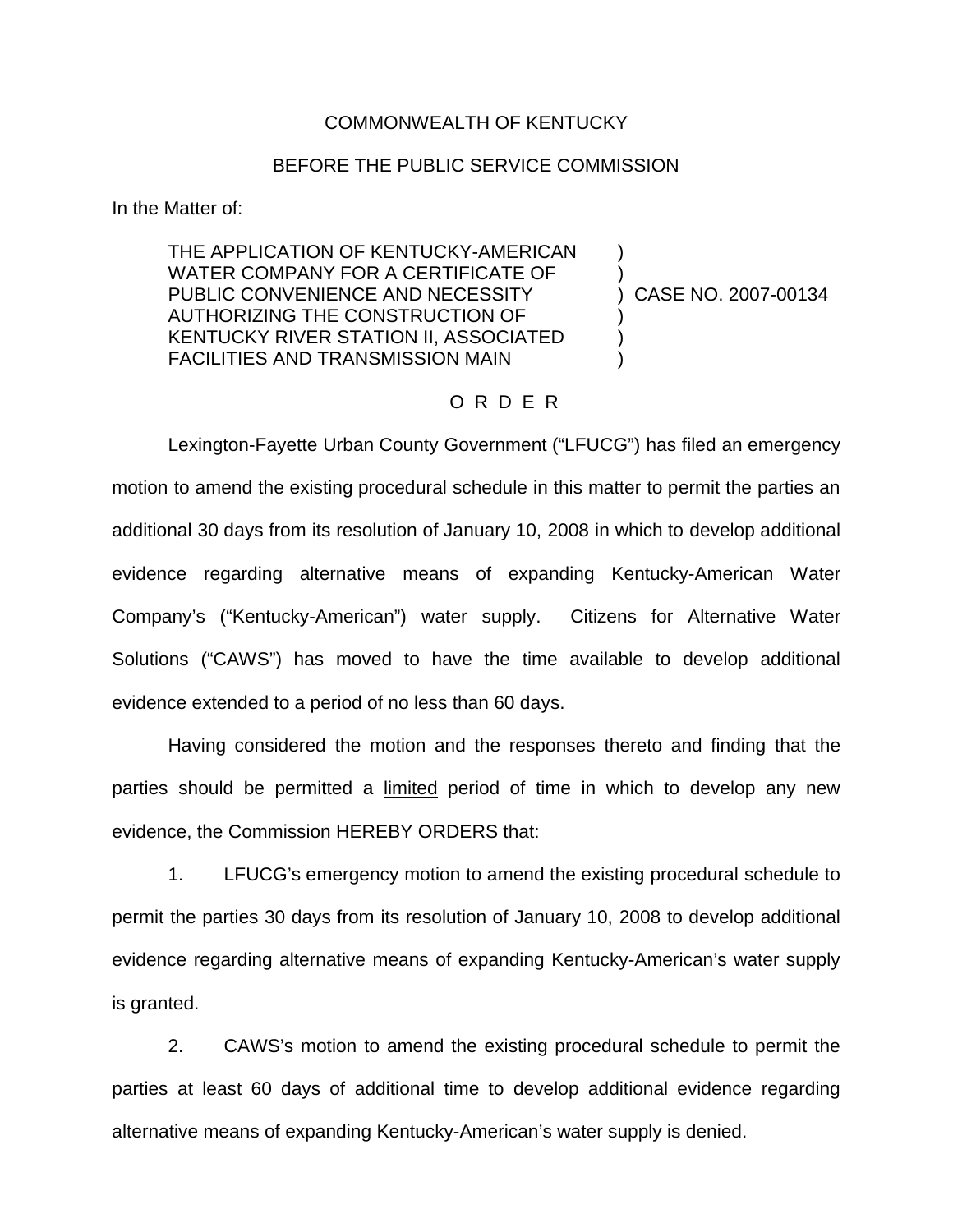COMMONWEALTH OF KENTUCKY

BEFORE THE PUBLIC SERVICE COMMISSION

In the Matter of:

THE APPLICATION OF KENTUCKY-AMERICAN WATER COMPANY FOR A CERTIFICATE OF PUBLIC CONVENIENCE AND NECESSITY AUTHORIZING THE CONSTRUCTION OF KENTUCKY RIVER STATION II, ASSOCIATED FACILITIES AND TRANSMISSION MAIN ) CASE NO. 2007-00134

O R D E R

Lexington-Fayette Urban County Government ("LFUCG") has filed an emergency motion to amend the existing procedural schedule in this matter to permit the parties an additional 30 days from its resolution of January 10, 2008 in which to develop additional evidence regarding alternative means of expanding Kentucky-American Water Company's ("Kentucky-American") water supply. Citizens for Alternative Water Solutions ("CAWS") has moved to have the time available to develop additional evidence extended to a period of no less than 60 days.

Having considered the motion and the responses thereto and finding that the parties should be permitted a limited period of time in which to develop any new evidence, the Commission HEREBY ORDERS that:

1. LFUCG's emergency motion to amend the existing procedural schedule to permit the parties 30 days from its resolution of January 10, 2008 to develop additional evidence regarding alternative means of expanding Kentucky-American's water supply is granted.

2. CAWS's motion to amend the existing procedural schedule to permit the parties at least 60 days of additional time to develop additional evidence regarding alternative means of expanding Kentucky-American's water supply is denied.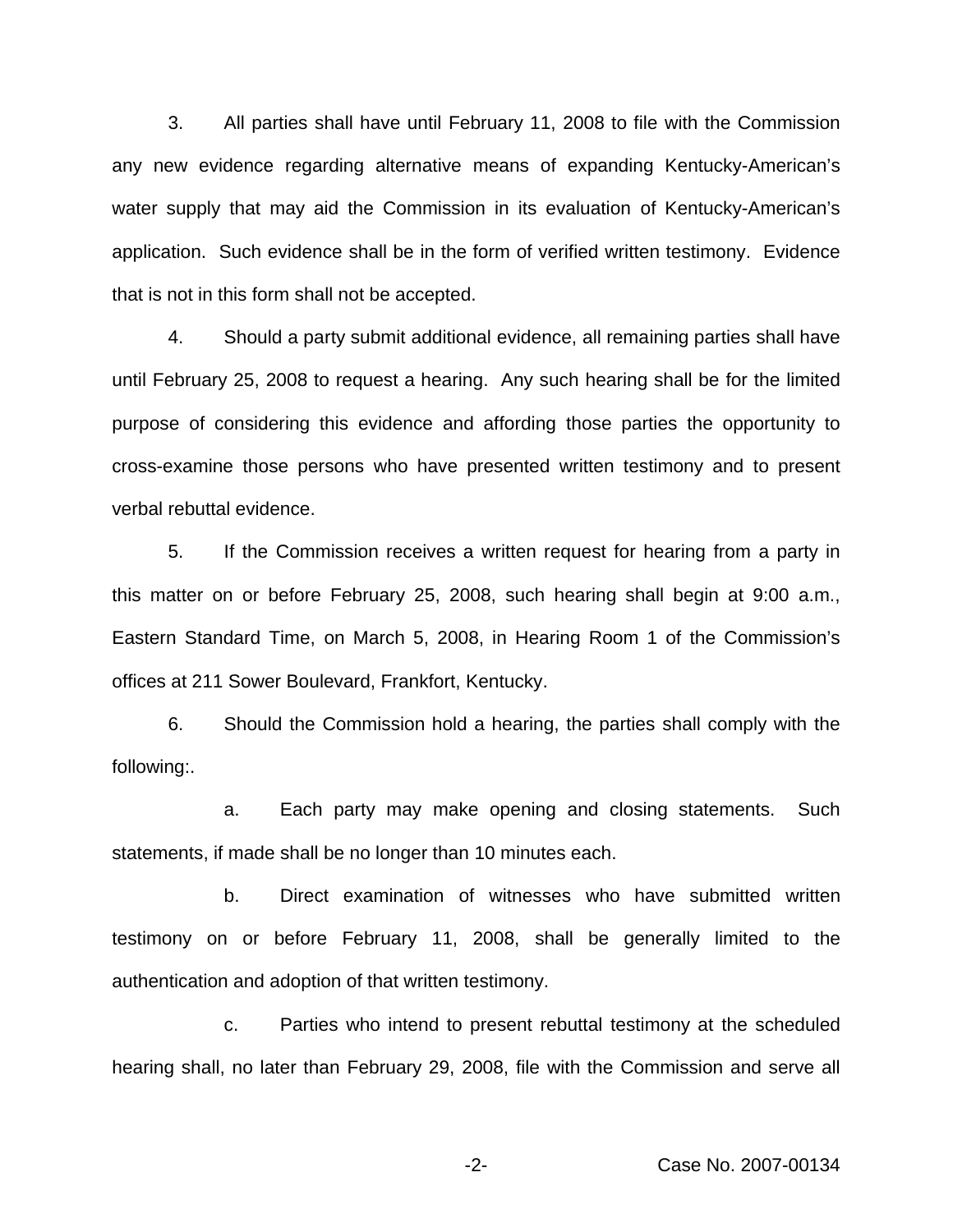3. All parties shall have until February 11, 2008 to file with the Commission any new evidence regarding alternative means of expanding Kentucky-American's water supply that may aid the Commission in its evaluation of Kentucky-American's application. Such evidence shall be in the form of verified written testimony. Evidence that is not in this form shall not be accepted.

4. Should a party submit additional evidence, all remaining parties shall have until February 25, 2008 to request a hearing. Any such hearing shall be for the limited purpose of considering this evidence and affording those parties the opportunity to cross-examine those persons who have presented written testimony and to present verbal rebuttal evidence.

5. If the Commission receives a written request for hearing from a party in this matter on or before February 25, 2008, such hearing shall begin at 9:00 a.m., Eastern Standard Time, on March 5, 2008, in Hearing Room 1 of the Commission's offices at 211 Sower Boulevard, Frankfort, Kentucky.

6. Should the Commission hold a hearing, the parties shall comply with the following:.

a. Each party may make opening and closing statements. Such statements, if made shall be no longer than 10 minutes each.

b. Direct examination of witnesses who have submitted written testimony on or before February 11, 2008, shall be generally limited to the authentication and adoption of that written testimony.

c. Parties who intend to present rebuttal testimony at the scheduled hearing shall, no later than February 29, 2008, file with the Commission and serve all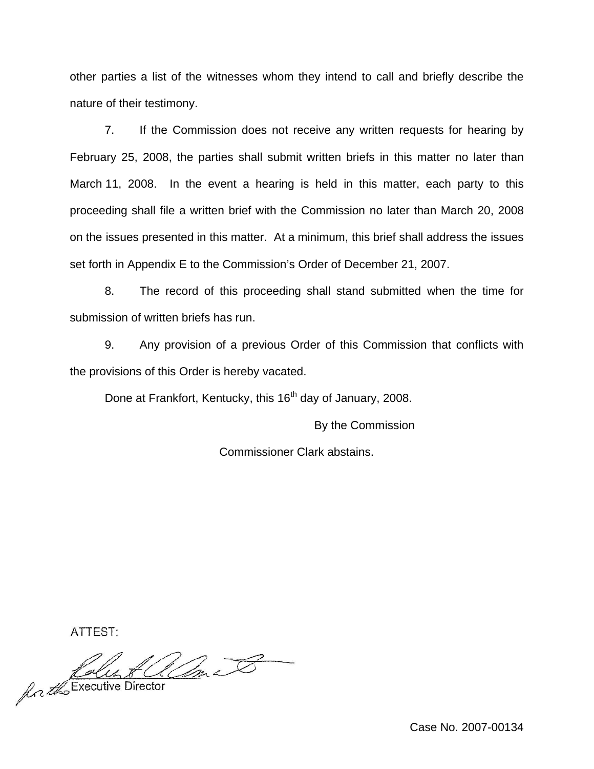other parties a list of the witnesses whom they intend to call and briefly describe the nature of their testimony.

7. If the Commission does not receive any written requests for hearing by February 25, 2008, the parties shall submit written briefs in this matter no later than March 11, 2008. In the event a hearing is held in this matter, each party to this proceeding shall file a written brief with the Commission no later than March 20, 2008 on the issues presented in this matter. At a minimum, this brief shall address the issues set forth in Appendix E to the Commission's Order of December 21, 2007.

8. The record of this proceeding shall stand submitted when the time for submission of written briefs has run.

9. Any provision of a previous Order of this Commission that conflicts with the provisions of this Order is hereby vacated.

Done at Frankfort, Kentucky, this 16th day of January, 2008.

By the Commission

Commissioner Clark abstains.

ATTEST:

for the Executive Director

Case No. 2007-00134